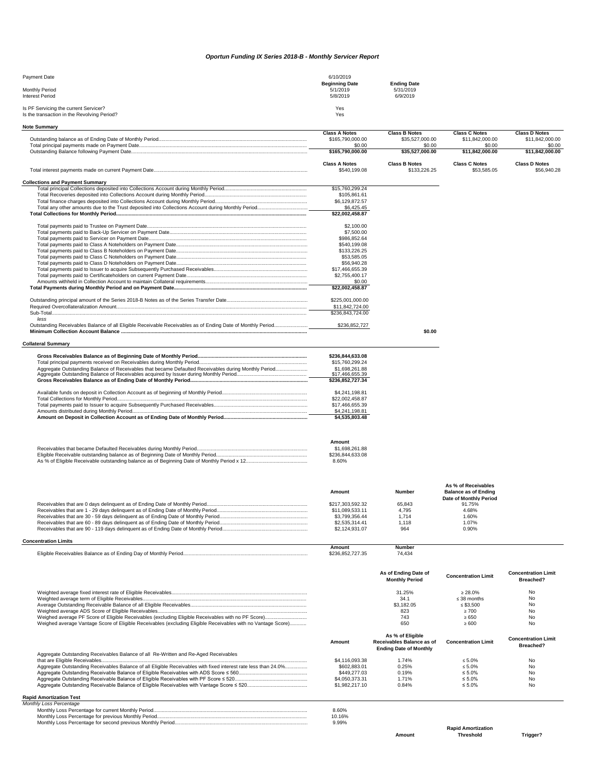# *Oportun Funding IX Series 2018-B - Monthly Servicer Report*

| | | | |
|---|---|---|---|
| Payment Date | 6/10/2019 | | |
| | **Beginning Date** | **Ending Date** | |
| Monthly Period | 5/1/2019 | 5/31/2019 | |
| Interest Period | 5/8/2019 | 6/9/2019 | |
| Is PF Servicing the current Servicer? | Yes | | |
| Is the transaction in the Revolving Period? | Yes | | |

## Note Summary

| | Class A Notes | Class B Notes | Class C Notes | Class D Notes |
|---|---|---|---|---|
| Outstanding balance as of Ending Date of Monthly Period | $165,790,000.00 | $35,527,000.00 | $11,842,000.00 | $11,842,000.00 |
| Total principal payments made on Payment Date | $0.00 | $0.00 | $0.00 | $0.00 |
| Outstanding Balance following Payment Date | **$165,790,000.00** | **$35,527,000.00** | **$11,842,000.00** | **$11,842,000.00** |

| | Class A Notes | Class B Notes | Class C Notes | Class D Notes |
|---|---|---|---|---|
| Total interest payments made on current Payment Date | $540,199.08 | $133,226.25 | $53,585.05 | $56,940.28 |

## Collections and Payment Summary

| | | |
|---|---|---|
| Total principal Collections deposited into Collections Account during Monthly Period | $15,760,299.24 | |
| Total Recoveries deposited into Collections Account during Monthly Period | $105,861.61 | |
| Total finance charges deposited into Collections Account during Monthly Period | $6,129,872.57 | |
| Total any other amounts due to the Trust deposited into Collections Account during Monthly Period | $6,425.45 | |
| **Total Collections for Monthly Period** | **$22,002,458.87** | |
| Total payments paid to Trustee on Payment Date | $2,100.00 | |
| Total payments paid to Back-Up Servicer on Payment Date | $7,500.00 | |
| Total payments paid to Servicer on Payment Date | $986,852.64 | |
| Total payments paid to Class A Noteholders on Payment Date | $540,199.08 | |
| Total payments paid to Class B Noteholders on Payment Date | $133,226.25 | |
| Total payments paid to Class C Noteholders on Payment Date | $53,585.05 | |
| Total payments paid to Class D Noteholders on Payment Date | $56,940.28 | |
| Total payments paid to Issuer to acquire Subsequently Purchased Receivables | $17,466,655.39 | |
| Total payments paid to Certificateholders on current Payment Date | $2,755,400.17 | |
| Amounts withheld in Collection Account to maintain Collateral requirements | $0.00 | |
| **Total Payments during Monthly Period and on Payment Date** | **$22,002,458.87** | |
| Outstanding principal amount of the Series 2018-B Notes as of the Series Transfer Date | $225,001,000.00 | |
| Required Overcollateralization Amount | $11,842,724.00 | |
| Sub-Total | $236,843,724.00 | |
| *less* | | |
| Outstanding Receivables Balance of all Eligible Receivable Receivables as of Ending Date of Monthly Period | $236,852,727 | |
| **Minimum Collection Account Balance** | | **$0.00** |

## Collateral Summary

| | |
|---|---|
| **Gross Receivables Balance as of Beginning Date of Monthly Period** | **$236,844,633.08** |
| Total principal payments received on Receivables during Monthly Period | $15,760,299.24 |
| Aggregate Outstanding Balance of Receivables that became Defaulted Receivables during Monthly Period | $1,698,261.88 |
| Aggregate Outstanding Balance of Receivables acquired by Issuer during Monthly Period | $17,466,655.39 |
| **Gross Receivables Balance as of Ending Date of Monthly Period** | **$236,852,727.34** |
| Available funds on deposit in Collection Account as of beginning of Monthly Period | $4,241,198.81 |
| Total Collections for Monthly Period | $22,002,458.87 |
| Total payments paid to Issuer to acquire Subsequently Purchased Receivables | $17,466,655.39 |
| Amounts distributed during Monthly Period | $4,241,198.81 |
| **Amount on Deposit in Collection Account as of Ending Date of Monthly Period** | **$4,535,803.48** |

| | Amount |
|---|---|
| Receivables that became Defaulted Receivables during Monthly Period | $1,698,261.88 |
| Eligible Receivable outstanding balance as of Beginning Date of Monthly Period | $236,844,633.08 |
| As % of Eligible Receivable outstanding balance as of Beginning Date of Monthly Period x 12 | 8.60% |

| | Amount | Number | As % of Receivables Balance as of Ending Date of Monthly Period |
|---|---|---|---|
| Receivables that are 0 days delinquent as of Ending Date of Monthly Period | $217,303,592.32 | 65,843 | 91.75% |
| Receivables that are 1 - 29 days delinquent as of Ending Date of Monthly Period | $11,089,533.11 | 4,795 | 4.68% |
| Receivables that are 30 - 59 days delinquent as of Ending Date of Monthly Period | $3,799,356.44 | 1,714 | 1.60% |
| Receivables that are 60 - 89 days delinquent as of Ending Date of Monthly Period | $2,535,314.41 | 1,118 | 1.07% |
| Receivables that are 90 - 119 days delinquent as of Ending Date of Monthly Period | $2,124,931.07 | 964 | 0.90% |

## Concentration Limits

| | Amount | Number |
|---|---|---|
| Eligible Receivables Balance as of Ending Day of Monthly Period | $236,852,727.35 | 74,434 |

| | As of Ending Date of Monthly Period | Concentration Limit | Concentration Limit Breached? |
|---|---|---|---|
| Weighted average fixed interest rate of Eligible Receivables | 31.25% | ≥ 28.0% | No |
| Weighted average term of Eligible Receivables | 34.1 | ≤ 38 months | No |
| Average Outstanding Receivable Balance of all Eligible Receivables | $3,182.05 | ≤ $3,500 | No |
| Weighted average ADS Score of Eligible Receivables | 823 | ≥ 700 | No |
| Weighed average PF Score of Eligible Receivables (excluding Eligible Receivables with no PF Score) | 743 | ≥ 650 | No |
| Weighed average Vantage Score of Eligible Receivables (excluding Eligible Receivables with no Vantage Score) | 650 | ≥ 600 | No |

| | Amount | As % of Eligible Receivables Balance as of Ending Date of Monthly | Concentration Limit | Concentration Limit Breached? |
|---|---|---|---|---|
| Aggregate Outstanding Receivables Balance of all Re-Written and Re-Aged Receivables that are Eligible Receivables | $4,116,093.38 | 1.74% | ≤ 5.0% | No |
| Aggregate Outstanding Receivables Balance of all Eligible Receivables with fixed interest rate less than 24.0% | $602,883.01 | 0.25% | ≤ 5.0% | No |
| Aggregate Outstanding Receivable Balance of Eligible Receivables with ADS Score ≤ 560 | $449,277.03 | 0.19% | ≤ 5.0% | No |
| Aggregate Outstanding Receivable Balance of Eligible Receivables with PF Score ≤ 520 | $4,050,373.31 | 1.71% | ≤ 5.0% | No |
| Aggregate Outstanding Receivable Balance of Eligible Receivables with Vantage Score ≤ 520 | $1,982,217.10 | 0.84% | ≤ 5.0% | No |

## Rapid Amortization Test

*Monthly Loss Percentage*

| | |
|---|---|
| Monthly Loss Percentage for current Monthly Period | 8.60% |
| Monthly Loss Percentage for previous Monthly Period | 10.16% |
| Monthly Loss Percentage for second previous Monthly Period | 9.99% |

| | Amount | Rapid Amortization Threshold | Trigger? |
|---|---|---|---|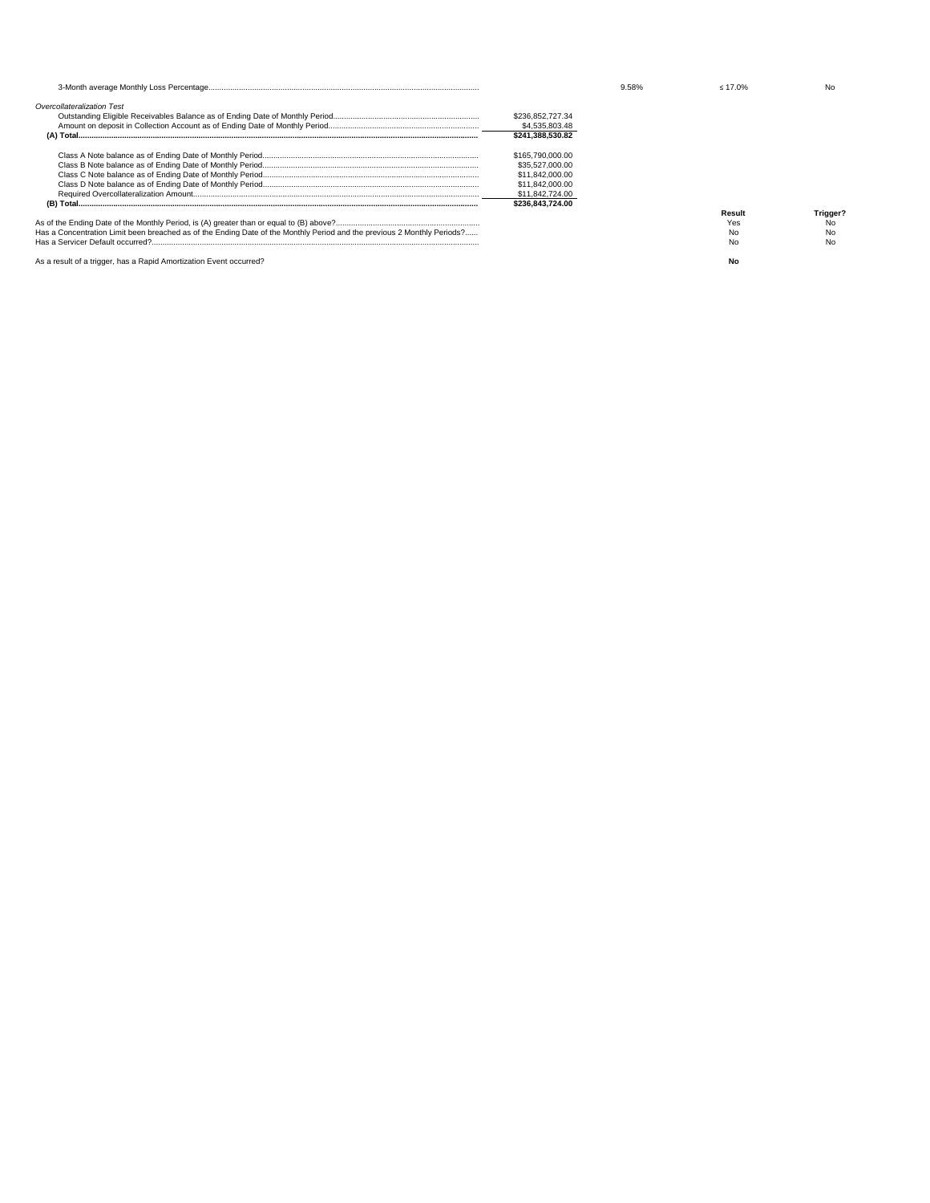| | | | | |
|---|---|---|---|---|
| 3-Month average Monthly Loss Percentage | | 9.58% | ≤ 17.0% | No |

*Overcollateralization Test*

| | |
|---|---|
| Outstanding Eligible Receivables Balance as of Ending Date of Monthly Period | $236,852,727.34 |
| Amount on deposit in Collection Account as of Ending Date of Monthly Period | $4,535,803.48 |
| **(A) Total** | **$241,388,530.82** |
| | |
| Class A Note balance as of Ending Date of Monthly Period | $165,790,000.00 |
| Class B Note balance as of Ending Date of Monthly Period | $35,527,000.00 |
| Class C Note balance as of Ending Date of Monthly Period | $11,842,000.00 |
| Class D Note balance as of Ending Date of Monthly Period | $11,842,000.00 |
| Required Overcollateralization Amount | $11,842,724.00 |
| **(B) Total** | **$236,843,724.00** |

| | **Result** | **Trigger?** |
|---|---|---|
| As of the Ending Date of the Monthly Period, is (A) greater than or equal to (B) above? | Yes | No |
| Has a Concentration Limit been breached as of the Ending Date of the Monthly Period and the previous 2 Monthly Periods? | No | No |
| Has a Servicer Default occurred? | No | No |
| | | |
| As a result of a trigger, has a Rapid Amortization Event occurred? | **No** | |